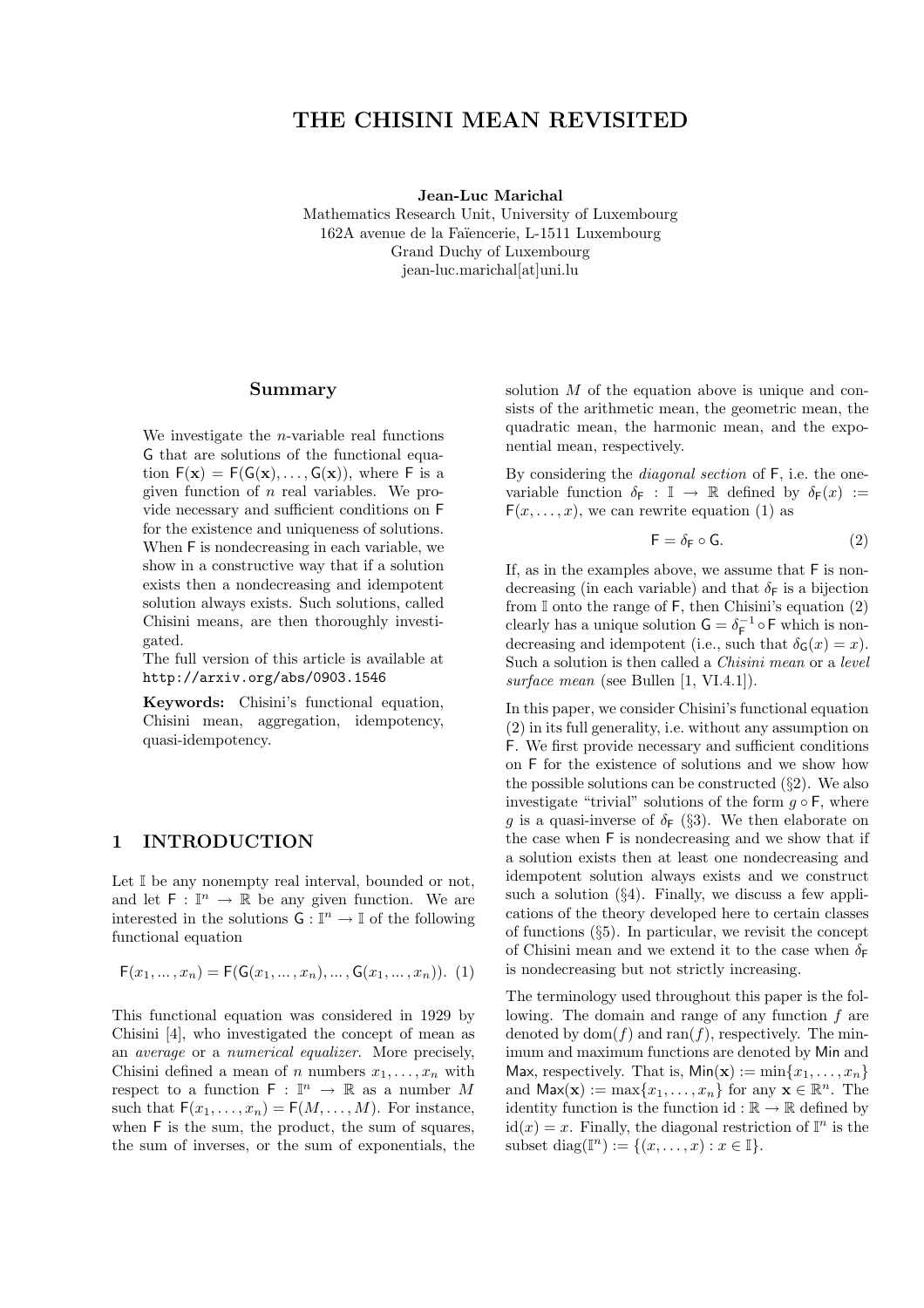# THE CHISINI MEAN REVISITED

**Jean-Luc Marichal**
Mathematics Research Unit, University of Luxembourg
162A avenue de la Faïencerie, L-1511 Luxembourg
Grand Duchy of Luxembourg
jean-luc.marichal[at]uni.lu

## Summary

We investigate the $n$-variable real functions $\mathsf{G}$ that are solutions of the functional equation $\mathsf{F}(\mathbf{x}) = \mathsf{F}(\mathsf{G}(\mathbf{x}), \ldots, \mathsf{G}(\mathbf{x}))$, where $\mathsf{F}$ is a given function of $n$ real variables. We provide necessary and sufficient conditions on $\mathsf{F}$ for the existence and uniqueness of solutions. When $\mathsf{F}$ is nondecreasing in each variable, we show in a constructive way that if a solution exists then a nondecreasing and idempotent solution always exists. Such solutions, called Chisini means, are then thoroughly investigated.

The full version of this article is available at `http://arxiv.org/abs/0903.1546`

**Keywords:** Chisini's functional equation, Chisini mean, aggregation, idempotency, quasi-idempotency.

## 1 INTRODUCTION

Let $\mathbb{I}$ be any nonempty real interval, bounded or not, and let $\mathsf{F} : \mathbb{I}^n \to \mathbb{R}$ be any given function. We are interested in the solutions $\mathsf{G} : \mathbb{I}^n \to \mathbb{I}$ of the following functional equation

$$\mathsf{F}(x_1, \ldots, x_n) = \mathsf{F}(\mathsf{G}(x_1, \ldots, x_n), \ldots, \mathsf{G}(x_1, \ldots, x_n)). \quad (1)$$

This functional equation was considered in 1929 by Chisini [4], who investigated the concept of mean as an *average* or a *numerical equalizer*. More precisely, Chisini defined a mean of $n$ numbers $x_1, \ldots, x_n$ with respect to a function $\mathsf{F} : \mathbb{I}^n \to \mathbb{R}$ as a number $M$ such that $\mathsf{F}(x_1, \ldots, x_n) = \mathsf{F}(M, \ldots, M)$. For instance, when $\mathsf{F}$ is the sum, the product, the sum of squares, the sum of inverses, or the sum of exponentials, the solution $M$ of the equation above is unique and consists of the arithmetic mean, the geometric mean, the quadratic mean, the harmonic mean, and the exponential mean, respectively.

By considering the *diagonal section* of $\mathsf{F}$, i.e. the one-variable function $\delta_{\mathsf{F}} : \mathbb{I} \to \mathbb{R}$ defined by $\delta_{\mathsf{F}}(x) := \mathsf{F}(x, \ldots, x)$, we can rewrite equation (1) as

$$\mathsf{F} = \delta_{\mathsf{F}} \circ \mathsf{G}. \quad (2)$$

If, as in the examples above, we assume that $\mathsf{F}$ is nondecreasing (in each variable) and that $\delta_{\mathsf{F}}$ is a bijection from $\mathbb{I}$ onto the range of $\mathsf{F}$, then Chisini's equation (2) clearly has a unique solution $\mathsf{G} = \delta_{\mathsf{F}}^{-1} \circ \mathsf{F}$ which is nondecreasing and idempotent (i.e., such that $\delta_{\mathsf{G}}(x) = x$). Such a solution is then called a *Chisini mean* or a *level surface mean* (see Bullen [1, VI.4.1]).

In this paper, we consider Chisini's functional equation (2) in its full generality, i.e. without any assumption on $\mathsf{F}$. We first provide necessary and sufficient conditions on $\mathsf{F}$ for the existence of solutions and we show how the possible solutions can be constructed (§2). We also investigate "trivial" solutions of the form $g \circ \mathsf{F}$, where $g$ is a quasi-inverse of $\delta_{\mathsf{F}}$ (§3). We then elaborate on the case when $\mathsf{F}$ is nondecreasing and we show that if a solution exists then at least one nondecreasing and idempotent solution always exists and we construct such a solution (§4). Finally, we discuss a few applications of the theory developed here to certain classes of functions (§5). In particular, we revisit the concept of Chisini mean and we extend it to the case when $\delta_{\mathsf{F}}$ is nondecreasing but not strictly increasing.

The terminology used throughout this paper is the following. The domain and range of any function $f$ are denoted by $\mathrm{dom}(f)$ and $\mathrm{ran}(f)$, respectively. The minimum and maximum functions are denoted by $\mathsf{Min}$ and $\mathsf{Max}$, respectively. That is, $\mathsf{Min}(\mathbf{x}) := \min\{x_1, \ldots, x_n\}$ and $\mathsf{Max}(\mathbf{x}) := \max\{x_1, \ldots, x_n\}$ for any $\mathbf{x} \in \mathbb{R}^n$. The identity function is the function $\mathrm{id} : \mathbb{R} \to \mathbb{R}$ defined by $\mathrm{id}(x) = x$. Finally, the diagonal restriction of $\mathbb{I}^n$ is the subset $\mathrm{diag}(\mathbb{I}^n) := \{(x, \ldots, x) : x \in \mathbb{I}\}$.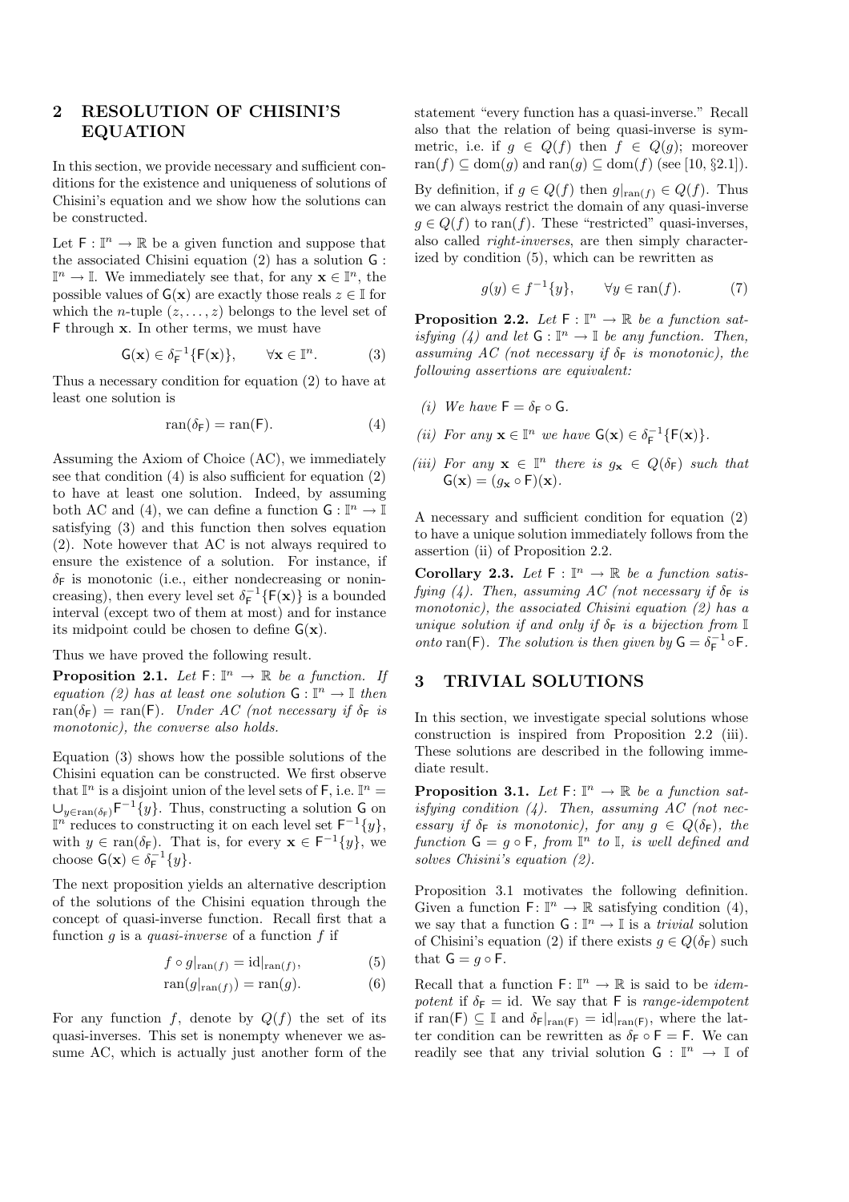## 2 RESOLUTION OF CHISINI'S EQUATION

In this section, we provide necessary and sufficient conditions for the existence and uniqueness of solutions of Chisini's equation and we show how the solutions can be constructed.

Let $\mathsf{F} : \mathbb{I}^n \to \mathbb{R}$ be a given function and suppose that the associated Chisini equation (2) has a solution $\mathsf{G} : \mathbb{I}^n \to \mathbb{I}$. We immediately see that, for any $\mathbf{x} \in \mathbb{I}^n$, the possible values of $\mathsf{G}(\mathbf{x})$ are exactly those reals $z \in \mathbb{I}$ for which the $n$-tuple $(z, \ldots, z)$ belongs to the level set of $\mathsf{F}$ through $\mathbf{x}$. In other terms, we must have

$$\mathsf{G}(\mathbf{x}) \in \delta_{\mathsf{F}}^{-1}\{\mathsf{F}(\mathbf{x})\}, \qquad \forall \mathbf{x} \in \mathbb{I}^n. \tag{3}$$

Thus a necessary condition for equation (2) to have at least one solution is

$$\mathrm{ran}(\delta_{\mathsf{F}}) = \mathrm{ran}(\mathsf{F}). \tag{4}$$

Assuming the Axiom of Choice (AC), we immediately see that condition (4) is also sufficient for equation (2) to have at least one solution. Indeed, by assuming both AC and (4), we can define a function $\mathsf{G} : \mathbb{I}^n \to \mathbb{I}$ satisfying (3) and this function then solves equation (2). Note however that AC is not always required to ensure the existence of a solution. For instance, if $\delta_{\mathsf{F}}$ is monotonic (i.e., either nondecreasing or nonincreasing), then every level set $\delta_{\mathsf{F}}^{-1}\{\mathsf{F}(\mathbf{x})\}$ is a bounded interval (except two of them at most) and for instance its midpoint could be chosen to define $\mathsf{G}(\mathbf{x})$.

Thus we have proved the following result.

**Proposition 2.1.** *Let $\mathsf{F}: \mathbb{I}^n \to \mathbb{R}$ be a function. If equation (2) has at least one solution $\mathsf{G} : \mathbb{I}^n \to \mathbb{I}$ then $\mathrm{ran}(\delta_{\mathsf{F}}) = \mathrm{ran}(\mathsf{F})$. Under AC (not necessary if $\delta_{\mathsf{F}}$ is monotonic), the converse also holds.*

Equation (3) shows how the possible solutions of the Chisini equation can be constructed. We first observe that $\mathbb{I}^n$ is a disjoint union of the level sets of $\mathsf{F}$, i.e. $\mathbb{I}^n = \cup_{y \in \mathrm{ran}(\delta_{\mathsf{F}})} \mathsf{F}^{-1}\{y\}$. Thus, constructing a solution $\mathsf{G}$ on $\mathbb{I}^n$ reduces to constructing it on each level set $\mathsf{F}^{-1}\{y\}$, with $y \in \mathrm{ran}(\delta_{\mathsf{F}})$. That is, for every $\mathbf{x} \in \mathsf{F}^{-1}\{y\}$, we choose $\mathsf{G}(\mathbf{x}) \in \delta_{\mathsf{F}}^{-1}\{y\}$.

The next proposition yields an alternative description of the solutions of the Chisini equation through the concept of quasi-inverse function. Recall first that a function $g$ is a *quasi-inverse* of a function $f$ if

$$f \circ g|_{\mathrm{ran}(f)} = \mathrm{id}|_{\mathrm{ran}(f)}, \tag{5}$$

$$\mathrm{ran}(g|_{\mathrm{ran}(f)}) = \mathrm{ran}(g). \tag{6}$$

For any function $f$, denote by $Q(f)$ the set of its quasi-inverses. This set is nonempty whenever we assume AC, which is actually just another form of the statement "every function has a quasi-inverse." Recall also that the relation of being quasi-inverse is symmetric, i.e. if $g \in Q(f)$ then $f \in Q(g)$; moreover $\mathrm{ran}(f) \subseteq \mathrm{dom}(g)$ and $\mathrm{ran}(g) \subseteq \mathrm{dom}(f)$ (see [10, §2.1]).

By definition, if $g \in Q(f)$ then $g|_{\mathrm{ran}(f)} \in Q(f)$. Thus we can always restrict the domain of any quasi-inverse $g \in Q(f)$ to $\mathrm{ran}(f)$. These "restricted" quasi-inverses, also called *right-inverses*, are then simply characterized by condition (5), which can be rewritten as

$$g(y) \in f^{-1}\{y\}, \qquad \forall y \in \mathrm{ran}(f). \tag{7}$$

**Proposition 2.2.** *Let $\mathsf{F} : \mathbb{I}^n \to \mathbb{R}$ be a function satisfying (4) and let $\mathsf{G} : \mathbb{I}^n \to \mathbb{I}$ be any function. Then, assuming AC (not necessary if $\delta_{\mathsf{F}}$ is monotonic), the following assertions are equivalent:*

*(i) We have $\mathsf{F} = \delta_{\mathsf{F}} \circ \mathsf{G}$.*

*(ii) For any $\mathbf{x} \in \mathbb{I}^n$ we have $\mathsf{G}(\mathbf{x}) \in \delta_{\mathsf{F}}^{-1}\{\mathsf{F}(\mathbf{x})\}$.*

*(iii) For any $\mathbf{x} \in \mathbb{I}^n$ there is $g_{\mathbf{x}} \in Q(\delta_{\mathsf{F}})$ such that $\mathsf{G}(\mathbf{x}) = (g_{\mathbf{x}} \circ \mathsf{F})(\mathbf{x})$.*

A necessary and sufficient condition for equation (2) to have a unique solution immediately follows from the assertion (ii) of Proposition 2.2.

**Corollary 2.3.** *Let $\mathsf{F} : \mathbb{I}^n \to \mathbb{R}$ be a function satisfying (4). Then, assuming AC (not necessary if $\delta_{\mathsf{F}}$ is monotonic), the associated Chisini equation (2) has a unique solution if and only if $\delta_{\mathsf{F}}$ is a bijection from $\mathbb{I}$ onto $\mathrm{ran}(\mathsf{F})$. The solution is then given by $\mathsf{G} = \delta_{\mathsf{F}}^{-1} \circ \mathsf{F}$.*

## 3 TRIVIAL SOLUTIONS

In this section, we investigate special solutions whose construction is inspired from Proposition 2.2 (iii). These solutions are described in the following immediate result.

**Proposition 3.1.** *Let $\mathsf{F}: \mathbb{I}^n \to \mathbb{R}$ be a function satisfying condition (4). Then, assuming AC (not necessary if $\delta_{\mathsf{F}}$ is monotonic), for any $g \in Q(\delta_{\mathsf{F}})$, the function $\mathsf{G} = g \circ \mathsf{F}$, from $\mathbb{I}^n$ to $\mathbb{I}$, is well defined and solves Chisini's equation (2).*

Proposition 3.1 motivates the following definition. Given a function $\mathsf{F}: \mathbb{I}^n \to \mathbb{R}$ satisfying condition (4), we say that a function $\mathsf{G} : \mathbb{I}^n \to \mathbb{I}$ is a *trivial* solution of Chisini's equation (2) if there exists $g \in Q(\delta_{\mathsf{F}})$ such that $\mathsf{G} = g \circ \mathsf{F}$.

Recall that a function $\mathsf{F}: \mathbb{I}^n \to \mathbb{R}$ is said to be *idempotent* if $\delta_{\mathsf{F}} = \mathrm{id}$. We say that $\mathsf{F}$ is *range-idempotent* if $\mathrm{ran}(\mathsf{F}) \subseteq \mathbb{I}$ and $\delta_{\mathsf{F}}|_{\mathrm{ran}(\mathsf{F})} = \mathrm{id}|_{\mathrm{ran}(\mathsf{F})}$, where the latter condition can be rewritten as $\delta_{\mathsf{F}} \circ \mathsf{F} = \mathsf{F}$. We can readily see that any trivial solution $\mathsf{G} : \mathbb{I}^n \to \mathbb{I}$ of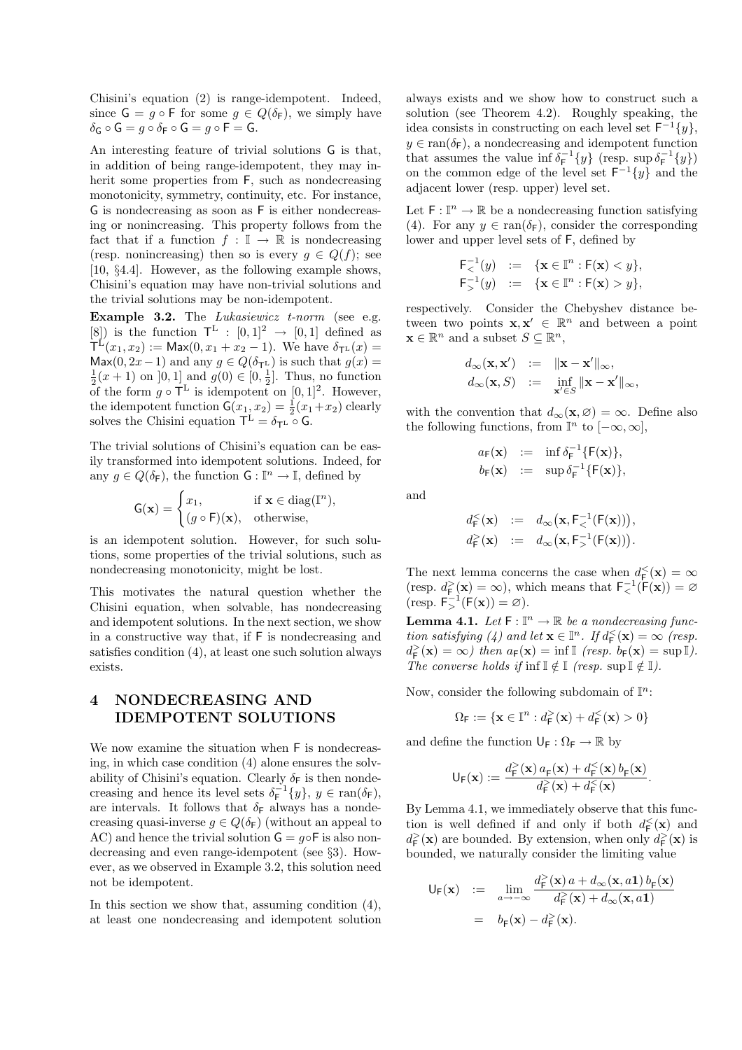Chisini's equation (2) is range-idempotent. Indeed, since $\mathsf{G} = g \circ \mathsf{F}$ for some $g \in Q(\delta_{\mathsf{F}})$, we simply have $\delta_{\mathsf{G}} \circ \mathsf{G} = g \circ \delta_{\mathsf{F}} \circ \mathsf{G} = g \circ \mathsf{F} = \mathsf{G}$.

An interesting feature of trivial solutions $\mathsf{G}$ is that, in addition of being range-idempotent, they may inherit some properties from $\mathsf{F}$, such as nondecreasing monotonicity, symmetry, continuity, etc. For instance, $\mathsf{G}$ is nondecreasing as soon as $\mathsf{F}$ is either nondecreasing or nonincreasing. This property follows from the fact that if a function $f : \mathbb{I} \to \mathbb{R}$ is nondecreasing (resp. nonincreasing) then so is every $g \in Q(f)$; see [10, §4.4]. However, as the following example shows, Chisini's equation may have non-trivial solutions and the trivial solutions may be non-idempotent.

**Example 3.2.** The *Łukasiewicz t-norm* (see e.g. [8]) is the function $\mathsf{T}^{\mathrm{L}} : [0,1]^2 \to [0,1]$ defined as $\mathsf{T}^{\mathrm{L}}(x_1, x_2) := \mathsf{Max}(0, x_1 + x_2 - 1)$. We have $\delta_{\mathsf{T}^{\mathrm{L}}}(x) = \mathsf{Max}(0, 2x-1)$ and any $g \in Q(\delta_{\mathsf{T}^{\mathrm{L}}})$ is such that $g(x) = \frac{1}{2}(x+1)$ on $]0,1]$ and $g(0) \in [0, \frac{1}{2}]$. Thus, no function of the form $g \circ \mathsf{T}^{\mathrm{L}}$ is idempotent on $[0,1]^2$. However, the idempotent function $\mathsf{G}(x_1, x_2) = \frac{1}{2}(x_1 + x_2)$ clearly solves the Chisini equation $\mathsf{T}^{\mathrm{L}} = \delta_{\mathsf{T}^{\mathrm{L}}} \circ \mathsf{G}$.

The trivial solutions of Chisini's equation can be easily transformed into idempotent solutions. Indeed, for any $g \in Q(\delta_{\mathsf{F}})$, the function $\mathsf{G} : \mathbb{I}^n \to \mathbb{I}$, defined by

$$\mathsf{G}(\mathbf{x}) = \begin{cases} x_1, & \text{if } \mathbf{x} \in \operatorname{diag}(\mathbb{I}^n), \\ (g \circ \mathsf{F})(\mathbf{x}), & \text{otherwise,} \end{cases}$$

is an idempotent solution. However, for such solutions, some properties of the trivial solutions, such as nondecreasing monotonicity, might be lost.

This motivates the natural question whether the Chisini equation, when solvable, has nondecreasing and idempotent solutions. In the next section, we show in a constructive way that, if $\mathsf{F}$ is nondecreasing and satisfies condition (4), at least one such solution always exists.

# 4 NONDECREASING AND IDEMPOTENT SOLUTIONS

We now examine the situation when $\mathsf{F}$ is nondecreasing, in which case condition (4) alone ensures the solvability of Chisini's equation. Clearly $\delta_{\mathsf{F}}$ is then nondecreasing and hence its level sets $\delta_{\mathsf{F}}^{-1}\{y\}$, $y \in \operatorname{ran}(\delta_{\mathsf{F}})$, are intervals. It follows that $\delta_{\mathsf{F}}$ always has a nondecreasing quasi-inverse $g \in Q(\delta_{\mathsf{F}})$ (without an appeal to AC) and hence the trivial solution $\mathsf{G} = g \circ \mathsf{F}$ is also nondecreasing and even range-idempotent (see §3). However, as we observed in Example 3.2, this solution need not be idempotent.

In this section we show that, assuming condition (4), at least one nondecreasing and idempotent solution always exists and we show how to construct such a solution (see Theorem 4.2). Roughly speaking, the idea consists in constructing on each level set $\mathsf{F}^{-1}\{y\}$, $y \in \operatorname{ran}(\delta_{\mathsf{F}})$, a nondecreasing and idempotent function that assumes the value $\inf \delta_{\mathsf{F}}^{-1}\{y\}$ (resp. $\sup \delta_{\mathsf{F}}^{-1}\{y\}$) on the common edge of the level set $\mathsf{F}^{-1}\{y\}$ and the adjacent lower (resp. upper) level set.

Let $\mathsf{F} : \mathbb{I}^n \to \mathbb{R}$ be a nondecreasing function satisfying (4). For any $y \in \operatorname{ran}(\delta_{\mathsf{F}})$, consider the corresponding lower and upper level sets of $\mathsf{F}$, defined by

$$\begin{aligned} \mathsf{F}_<^{-1}(y) &:= \{\mathbf{x} \in \mathbb{I}^n : \mathsf{F}(\mathbf{x}) < y\}, \\ \mathsf{F}_>^{-1}(y) &:= \{\mathbf{x} \in \mathbb{I}^n : \mathsf{F}(\mathbf{x}) > y\}, \end{aligned}$$

respectively. Consider the Chebyshev distance between two points $\mathbf{x}, \mathbf{x}' \in \mathbb{R}^n$ and between a point $\mathbf{x} \in \mathbb{R}^n$ and a subset $S \subseteq \mathbb{R}^n$,

$$\begin{aligned} d_\infty(\mathbf{x}, \mathbf{x}') &:= \|\mathbf{x} - \mathbf{x}'\|_\infty, \\ d_\infty(\mathbf{x}, S) &:= \inf_{\mathbf{x}' \in S} \|\mathbf{x} - \mathbf{x}'\|_\infty, \end{aligned}$$

with the convention that $d_\infty(\mathbf{x}, \varnothing) = \infty$. Define also the following functions, from $\mathbb{I}^n$ to $[-\infty, \infty]$,

$$\begin{aligned} a_{\mathsf{F}}(\mathbf{x}) &:= \inf \delta_{\mathsf{F}}^{-1}\{\mathsf{F}(\mathbf{x})\}, \\ b_{\mathsf{F}}(\mathbf{x}) &:= \sup \delta_{\mathsf{F}}^{-1}\{\mathsf{F}(\mathbf{x})\}, \end{aligned}$$

and

$$\begin{aligned} d_{\mathsf{F}}^<(\mathbf{x}) &:= d_\infty\big(\mathbf{x}, \mathsf{F}_<^{-1}(\mathsf{F}(\mathbf{x}))\big), \\ d_{\mathsf{F}}^>(\mathbf{x}) &:= d_\infty\big(\mathbf{x}, \mathsf{F}_>^{-1}(\mathsf{F}(\mathbf{x}))\big). \end{aligned}$$

The next lemma concerns the case when $d_{\mathsf{F}}^<(\mathbf{x}) = \infty$ (resp. $d_{\mathsf{F}}^>(\mathbf{x}) = \infty$), which means that $\mathsf{F}_<^{-1}(\mathsf{F}(\mathbf{x})) = \varnothing$ (resp. $\mathsf{F}_>^{-1}(\mathsf{F}(\mathbf{x})) = \varnothing$).

**Lemma 4.1.** *Let $\mathsf{F} : \mathbb{I}^n \to \mathbb{R}$ be a nondecreasing function satisfying (4) and let $\mathbf{x} \in \mathbb{I}^n$. If $d_{\mathsf{F}}^<(\mathbf{x}) = \infty$ (resp. $d_{\mathsf{F}}^>(\mathbf{x}) = \infty$) then $a_{\mathsf{F}}(\mathbf{x}) = \inf \mathbb{I}$ (resp. $b_{\mathsf{F}}(\mathbf{x}) = \sup \mathbb{I}$). The converse holds if $\inf \mathbb{I} \notin \mathbb{I}$ (resp. $\sup \mathbb{I} \notin \mathbb{I}$).*

Now, consider the following subdomain of $\mathbb{I}^n$:

$$\Omega_{\mathsf{F}} := \{\mathbf{x} \in \mathbb{I}^n : d_{\mathsf{F}}^>(\mathbf{x}) + d_{\mathsf{F}}^<(\mathbf{x}) > 0\}$$

and define the function $\mathsf{U}_{\mathsf{F}} : \Omega_{\mathsf{F}} \to \mathbb{R}$ by

$$\mathsf{U}_{\mathsf{F}}(\mathbf{x}) := \frac{d_{\mathsf{F}}^>(\mathbf{x})\, a_{\mathsf{F}}(\mathbf{x}) + d_{\mathsf{F}}^<(\mathbf{x})\, b_{\mathsf{F}}(\mathbf{x})}{d_{\mathsf{F}}^>(\mathbf{x}) + d_{\mathsf{F}}^<(\mathbf{x})}.$$

By Lemma 4.1, we immediately observe that this function is well defined if and only if both $d_{\mathsf{F}}^<(\mathbf{x})$ and $d_{\mathsf{F}}^>(\mathbf{x})$ are bounded. By extension, when only $d_{\mathsf{F}}^>(\mathbf{x})$ is bounded, we naturally consider the limiting value

$$\begin{aligned} \mathsf{U}_{\mathsf{F}}(\mathbf{x}) &:= \lim_{a \to -\infty} \frac{d_{\mathsf{F}}^>(\mathbf{x})\, a + d_\infty(\mathbf{x}, a\mathbf{1})\, b_{\mathsf{F}}(\mathbf{x})}{d_{\mathsf{F}}^>(\mathbf{x}) + d_\infty(\mathbf{x}, a\mathbf{1})} \\ &= b_{\mathsf{F}}(\mathbf{x}) - d_{\mathsf{F}}^>(\mathbf{x}). \end{aligned}$$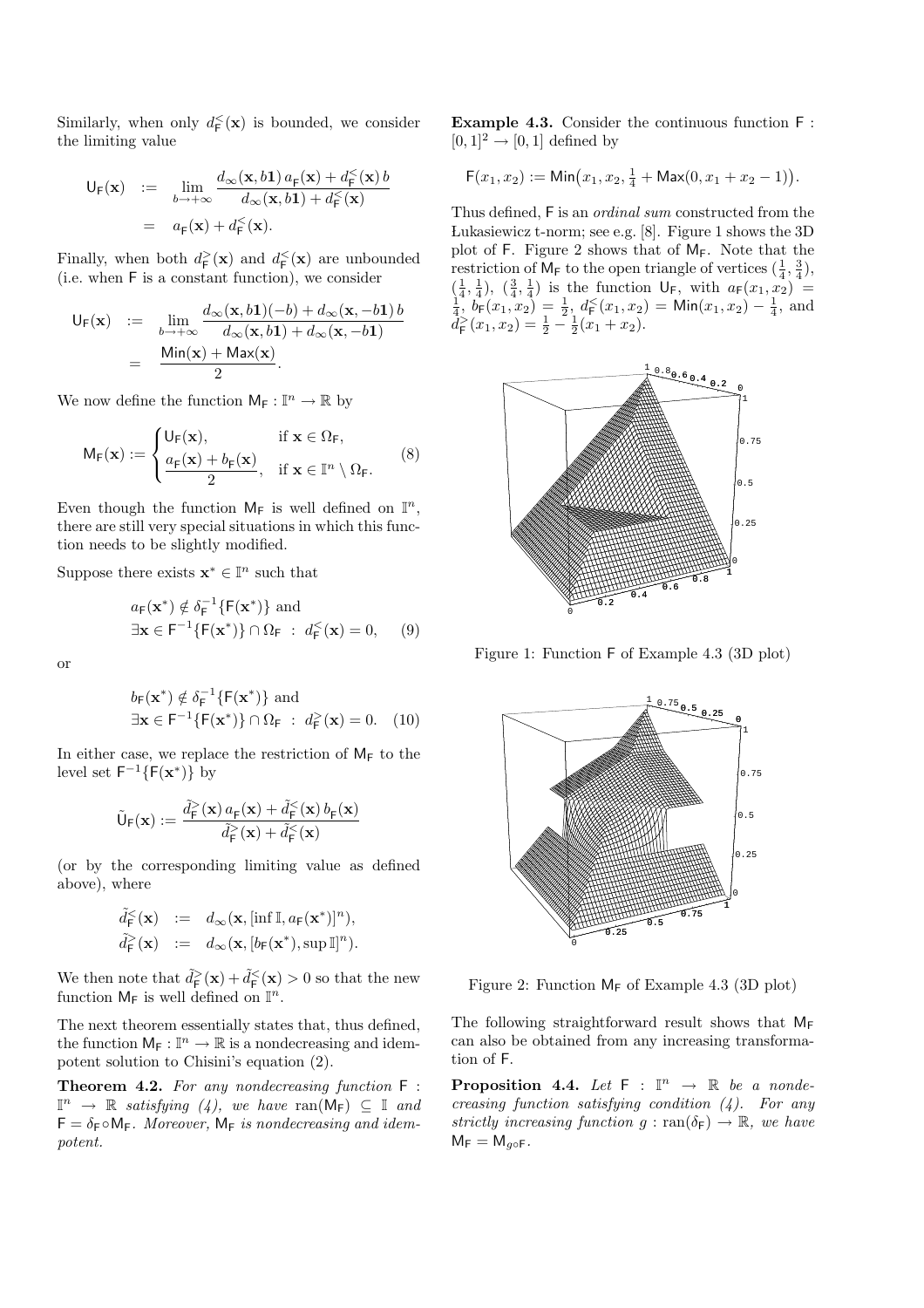Similarly, when only $d^{<}_{\mathsf{F}}(\mathbf{x})$ is bounded, we consider the limiting value

$$\begin{aligned} \mathsf{U}_{\mathsf{F}}(\mathbf{x}) &:= \lim_{b\to+\infty} \frac{d_{\infty}(\mathbf{x}, b\mathbf{1})\, a_{\mathsf{F}}(\mathbf{x}) + d^{<}_{\mathsf{F}}(\mathbf{x})\, b}{d_{\infty}(\mathbf{x}, b\mathbf{1}) + d^{<}_{\mathsf{F}}(\mathbf{x})} \\ &= a_{\mathsf{F}}(\mathbf{x}) + d^{<}_{\mathsf{F}}(\mathbf{x}). \end{aligned}$$

Finally, when both $d^{>}_{\mathsf{F}}(\mathbf{x})$ and $d^{<}_{\mathsf{F}}(\mathbf{x})$ are unbounded (i.e. when $\mathsf{F}$ is a constant function), we consider

$$\begin{aligned} \mathsf{U}_{\mathsf{F}}(\mathbf{x}) &:= \lim_{b\to+\infty} \frac{d_{\infty}(\mathbf{x}, b\mathbf{1})(-b) + d_{\infty}(\mathbf{x}, -b\mathbf{1})\, b}{d_{\infty}(\mathbf{x}, b\mathbf{1}) + d_{\infty}(\mathbf{x}, -b\mathbf{1})} \\ &= \frac{\mathsf{Min}(\mathbf{x}) + \mathsf{Max}(\mathbf{x})}{2}. \end{aligned}$$

We now define the function $\mathsf{M}_{\mathsf{F}} : \mathbb{I}^n \to \mathbb{R}$ by

$$\mathsf{M}_{\mathsf{F}}(\mathbf{x}) := \begin{cases} \mathsf{U}_{\mathsf{F}}(\mathbf{x}), & \text{if } \mathbf{x} \in \Omega_{\mathsf{F}}, \\ \dfrac{a_{\mathsf{F}}(\mathbf{x}) + b_{\mathsf{F}}(\mathbf{x})}{2}, & \text{if } \mathbf{x} \in \mathbb{I}^n \setminus \Omega_{\mathsf{F}}. \end{cases} \tag{8}$$

Even though the function $\mathsf{M}_{\mathsf{F}}$ is well defined on $\mathbb{I}^n$, there are still very special situations in which this function needs to be slightly modified.

Suppose there exists $\mathbf{x}^* \in \mathbb{I}^n$ such that

$$\begin{aligned} & a_{\mathsf{F}}(\mathbf{x}^*) \notin \delta_{\mathsf{F}}^{-1}\{\mathsf{F}(\mathbf{x}^*)\} \text{ and} \\ & \exists \mathbf{x} \in \mathsf{F}^{-1}\{\mathsf{F}(\mathbf{x}^*)\} \cap \Omega_{\mathsf{F}} \ : \ d^{<}_{\mathsf{F}}(\mathbf{x}) = 0, \end{aligned} \tag{9}$$

or

$$\begin{aligned} & b_{\mathsf{F}}(\mathbf{x}^*) \notin \delta_{\mathsf{F}}^{-1}\{\mathsf{F}(\mathbf{x}^*)\} \text{ and} \\ & \exists \mathbf{x} \in \mathsf{F}^{-1}\{\mathsf{F}(\mathbf{x}^*)\} \cap \Omega_{\mathsf{F}} \ : \ d^{>}_{\mathsf{F}}(\mathbf{x}) = 0. \end{aligned} \tag{10}$$

In either case, we replace the restriction of $\mathsf{M}_{\mathsf{F}}$ to the level set $\mathsf{F}^{-1}\{\mathsf{F}(\mathbf{x}^*)\}$ by

$$\tilde{\mathsf{U}}_{\mathsf{F}}(\mathbf{x}) := \frac{\tilde{d}^{>}_{\mathsf{F}}(\mathbf{x})\, a_{\mathsf{F}}(\mathbf{x}) + \tilde{d}^{<}_{\mathsf{F}}(\mathbf{x})\, b_{\mathsf{F}}(\mathbf{x})}{\tilde{d}^{>}_{\mathsf{F}}(\mathbf{x}) + \tilde{d}^{<}_{\mathsf{F}}(\mathbf{x})}$$

(or by the corresponding limiting value as defined above), where

$$\begin{aligned} \tilde{d}^{<}_{\mathsf{F}}(\mathbf{x}) &:= d_{\infty}(\mathbf{x}, [\inf \mathbb{I}, a_{\mathsf{F}}(\mathbf{x}^*)]^n), \\ \tilde{d}^{>}_{\mathsf{F}}(\mathbf{x}) &:= d_{\infty}(\mathbf{x}, [b_{\mathsf{F}}(\mathbf{x}^*), \sup \mathbb{I}]^n). \end{aligned}$$

We then note that $\tilde{d}^{>}_{\mathsf{F}}(\mathbf{x}) + \tilde{d}^{<}_{\mathsf{F}}(\mathbf{x}) > 0$ so that the new function $\mathsf{M}_{\mathsf{F}}$ is well defined on $\mathbb{I}^n$.

The next theorem essentially states that, thus defined, the function $\mathsf{M}_{\mathsf{F}} : \mathbb{I}^n \to \mathbb{R}$ is a nondecreasing and idempotent solution to Chisini's equation (2).

**Theorem 4.2.** *For any nondecreasing function $\mathsf{F} : \mathbb{I}^n \to \mathbb{R}$ satisfying (4), we have $\operatorname{ran}(\mathsf{M}_{\mathsf{F}}) \subseteq \mathbb{I}$ and $\mathsf{F} = \delta_{\mathsf{F}} \circ \mathsf{M}_{\mathsf{F}}$. Moreover, $\mathsf{M}_{\mathsf{F}}$ is nondecreasing and idempotent.*

**Example 4.3.** Consider the continuous function $\mathsf{F} : [0,1]^2 \to [0,1]$ defined by

$$\mathsf{F}(x_1, x_2) := \mathsf{Min}\big(x_1, x_2, \tfrac{1}{4} + \mathsf{Max}(0, x_1 + x_2 - 1)\big).$$

Thus defined, $\mathsf{F}$ is an *ordinal sum* constructed from the Łukasiewicz t-norm; see e.g. [8]. Figure 1 shows the 3D plot of $\mathsf{F}$. Figure 2 shows that of $\mathsf{M}_{\mathsf{F}}$. Note that the restriction of $\mathsf{M}_{\mathsf{F}}$ to the open triangle of vertices $(\frac{1}{4}, \frac{3}{4})$, $(\frac{1}{4}, \frac{1}{4})$, $(\frac{3}{4}, \frac{1}{4})$ is the function $\mathsf{U}_{\mathsf{F}}$, with $a_{\mathsf{F}}(x_1, x_2) = \frac{1}{4}$, $b_{\mathsf{F}}(x_1, x_2) = \frac{1}{2}$, $d^{<}_{\mathsf{F}}(x_1, x_2) = \mathsf{Min}(x_1, x_2) - \frac{1}{4}$, and $d^{>}_{\mathsf{F}}(x_1, x_2) = \frac{1}{2} - \frac{1}{2}(x_1 + x_2)$.

Figure 1: Function $\mathsf{F}$ of Example 4.3 (3D plot)

Figure 2: Function $\mathsf{M}_{\mathsf{F}}$ of Example 4.3 (3D plot)

The following straightforward result shows that $\mathsf{M}_{\mathsf{F}}$ can also be obtained from any increasing transformation of $\mathsf{F}$.

**Proposition 4.4.** *Let $\mathsf{F} : \mathbb{I}^n \to \mathbb{R}$ be a nondecreasing function satisfying condition (4). For any strictly increasing function $g : \operatorname{ran}(\delta_{\mathsf{F}}) \to \mathbb{R}$, we have $\mathsf{M}_{\mathsf{F}} = \mathsf{M}_{g \circ \mathsf{F}}$.*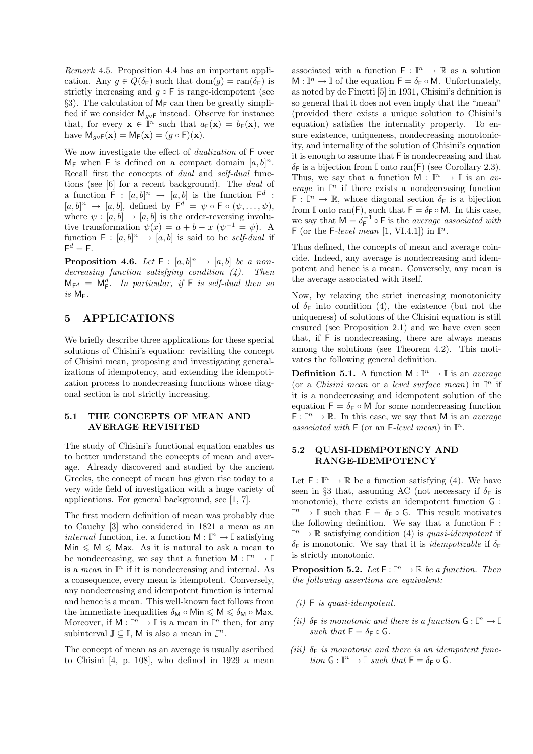*Remark* 4.5. Proposition 4.4 has an important application. Any $g \in Q(\delta_{\mathsf{F}})$ such that $\mathrm{dom}(g) = \mathrm{ran}(\delta_{\mathsf{F}})$ is strictly increasing and $g \circ \mathsf{F}$ is range-idempotent (see §3). The calculation of $\mathsf{M}_{\mathsf{F}}$ can then be greatly simplified if we consider $\mathsf{M}_{g\circ\mathsf{F}}$ instead. Observe for instance that, for every $\mathbf{x} \in \mathbb{I}^n$ such that $a_{\mathsf{F}}(\mathbf{x}) = b_{\mathsf{F}}(\mathbf{x})$, we have $\mathsf{M}_{g\circ\mathsf{F}}(\mathbf{x}) = \mathsf{M}_{\mathsf{F}}(\mathbf{x}) = (g \circ \mathsf{F})(\mathbf{x})$.

We now investigate the effect of *dualization* of $\mathsf{F}$ over $\mathsf{M}_{\mathsf{F}}$ when $\mathsf{F}$ is defined on a compact domain $[a, b]^n$. Recall first the concepts of *dual* and *self-dual* functions (see [6] for a recent background). The *dual* of a function $\mathsf{F} : [a, b]^n \to [a, b]$ is the function $\mathsf{F}^d : [a, b]^n \to [a, b]$, defined by $\mathsf{F}^d = \psi \circ \mathsf{F} \circ (\psi, \ldots, \psi)$, where $\psi : [a, b] \to [a, b]$ is the order-reversing involutive transformation $\psi(x) = a + b - x$ ($\psi^{-1} = \psi$). A function $\mathsf{F} : [a, b]^n \to [a, b]$ is said to be *self-dual* if $\mathsf{F}^d = \mathsf{F}$.

**Proposition 4.6.** *Let $\mathsf{F} : [a, b]^n \to [a, b]$ be a nondecreasing function satisfying condition (4). Then $\mathsf{M}_{\mathsf{F}^d} = \mathsf{M}_{\mathsf{F}}^d$. In particular, if $\mathsf{F}$ is self-dual then so is $\mathsf{M}_{\mathsf{F}}$.*

# 5 APPLICATIONS

We briefly describe three applications for these special solutions of Chisini's equation: revisiting the concept of Chisini mean, proposing and investigating generalizations of idempotency, and extending the idempotization process to nondecreasing functions whose diagonal section is not strictly increasing.

## 5.1 THE CONCEPTS OF MEAN AND AVERAGE REVISITED

The study of Chisini's functional equation enables us to better understand the concepts of mean and average. Already discovered and studied by the ancient Greeks, the concept of mean has given rise today to a very wide field of investigation with a huge variety of applications. For general background, see [1, 7].

The first modern definition of mean was probably due to Cauchy [3] who considered in 1821 a mean as an *internal* function, i.e. a function $\mathsf{M} : \mathbb{I}^n \to \mathbb{I}$ satisfying $\mathsf{Min} \leqslant \mathsf{M} \leqslant \mathsf{Max}$. As it is natural to ask a mean to be nondecreasing, we say that a function $\mathsf{M} : \mathbb{I}^n \to \mathbb{I}$ is a *mean* in $\mathbb{I}^n$ if it is nondecreasing and internal. As a consequence, every mean is idempotent. Conversely, any nondecreasing and idempotent function is internal and hence is a mean. This well-known fact follows from the immediate inequalities $\delta_{\mathsf{M}} \circ \mathsf{Min} \leqslant \mathsf{M} \leqslant \delta_{\mathsf{M}} \circ \mathsf{Max}$. Moreover, if $\mathsf{M} : \mathbb{I}^n \to \mathbb{I}$ is a mean in $\mathbb{I}^n$ then, for any subinterval $\mathbb{J} \subseteq \mathbb{I}$, $\mathsf{M}$ is also a mean in $\mathbb{J}^n$.

The concept of mean as an average is usually ascribed to Chisini [4, p. 108], who defined in 1929 a mean associated with a function $\mathsf{F} : \mathbb{I}^n \to \mathbb{R}$ as a solution $\mathsf{M} : \mathbb{I}^n \to \mathbb{I}$ of the equation $\mathsf{F} = \delta_{\mathsf{F}} \circ \mathsf{M}$. Unfortunately, as noted by de Finetti [5] in 1931, Chisini's definition is so general that it does not even imply that the "mean" (provided there exists a unique solution to Chisini's equation) satisfies the internality property. To ensure existence, uniqueness, nondecreasing monotonicity, and internality of the solution of Chisini's equation it is enough to assume that $\mathsf{F}$ is nondecreasing and that $\delta_{\mathsf{F}}$ is a bijection from $\mathbb{I}$ onto $\mathrm{ran}(\mathsf{F})$ (see Corollary 2.3). Thus, we say that a function $\mathsf{M} : \mathbb{I}^n \to \mathbb{I}$ is an *average* in $\mathbb{I}^n$ if there exists a nondecreasing function $\mathsf{F} : \mathbb{I}^n \to \mathbb{R}$, whose diagonal section $\delta_{\mathsf{F}}$ is a bijection from $\mathbb{I}$ onto $\mathrm{ran}(\mathsf{F})$, such that $\mathsf{F} = \delta_{\mathsf{F}} \circ \mathsf{M}$. In this case, we say that $\mathsf{M} = \delta_{\mathsf{F}}^{-1} \circ \mathsf{F}$ is the *average associated with* $\mathsf{F}$ (or the $\mathsf{F}$*-level mean* [1, VI.4.1]) in $\mathbb{I}^n$.

Thus defined, the concepts of mean and average coincide. Indeed, any average is nondecreasing and idempotent and hence is a mean. Conversely, any mean is the average associated with itself.

Now, by relaxing the strict increasing monotonicity of $\delta_{\mathsf{F}}$ into condition (4), the existence (but not the uniqueness) of solutions of the Chisini equation is still ensured (see Proposition 2.1) and we have even seen that, if $\mathsf{F}$ is nondecreasing, there are always means among the solutions (see Theorem 4.2). This motivates the following general definition.

**Definition 5.1.** A function $\mathsf{M} : \mathbb{I}^n \to \mathbb{I}$ is an *average* (or a *Chisini mean* or a *level surface mean*) in $\mathbb{I}^n$ if it is a nondecreasing and idempotent solution of the equation $\mathsf{F} = \delta_{\mathsf{F}} \circ \mathsf{M}$ for some nondecreasing function $\mathsf{F} : \mathbb{I}^n \to \mathbb{R}$. In this case, we say that $\mathsf{M}$ is an *average associated with* $\mathsf{F}$ (or an $\mathsf{F}$*-level mean*) in $\mathbb{I}^n$.

## 5.2 QUASI-IDEMPOTENCY AND RANGE-IDEMPOTENCY

Let $\mathsf{F} : \mathbb{I}^n \to \mathbb{R}$ be a function satisfying (4). We have seen in §3 that, assuming AC (not necessary if $\delta_{\mathsf{F}}$ is monotonic), there exists an idempotent function $\mathsf{G} : \mathbb{I}^n \to \mathbb{I}$ such that $\mathsf{F} = \delta_{\mathsf{F}} \circ \mathsf{G}$. This result motivates the following definition. We say that a function $\mathsf{F} : \mathbb{I}^n \to \mathbb{R}$ satisfying condition (4) is *quasi-idempotent* if $\delta_{\mathsf{F}}$ is monotonic. We say that it is *idempotizable* if $\delta_{\mathsf{F}}$ is strictly monotonic.

**Proposition 5.2.** *Let $\mathsf{F} : \mathbb{I}^n \to \mathbb{R}$ be a function. Then the following assertions are equivalent:*

*(i) $\mathsf{F}$ is quasi-idempotent.*

*(ii) $\delta_{\mathsf{F}}$ is monotonic and there is a function $\mathsf{G} : \mathbb{I}^n \to \mathbb{I}$ such that $\mathsf{F} = \delta_{\mathsf{F}} \circ \mathsf{G}$.*

*(iii) $\delta_{\mathsf{F}}$ is monotonic and there is an idempotent function $\mathsf{G} : \mathbb{I}^n \to \mathbb{I}$ such that $\mathsf{F} = \delta_{\mathsf{F}} \circ \mathsf{G}$.*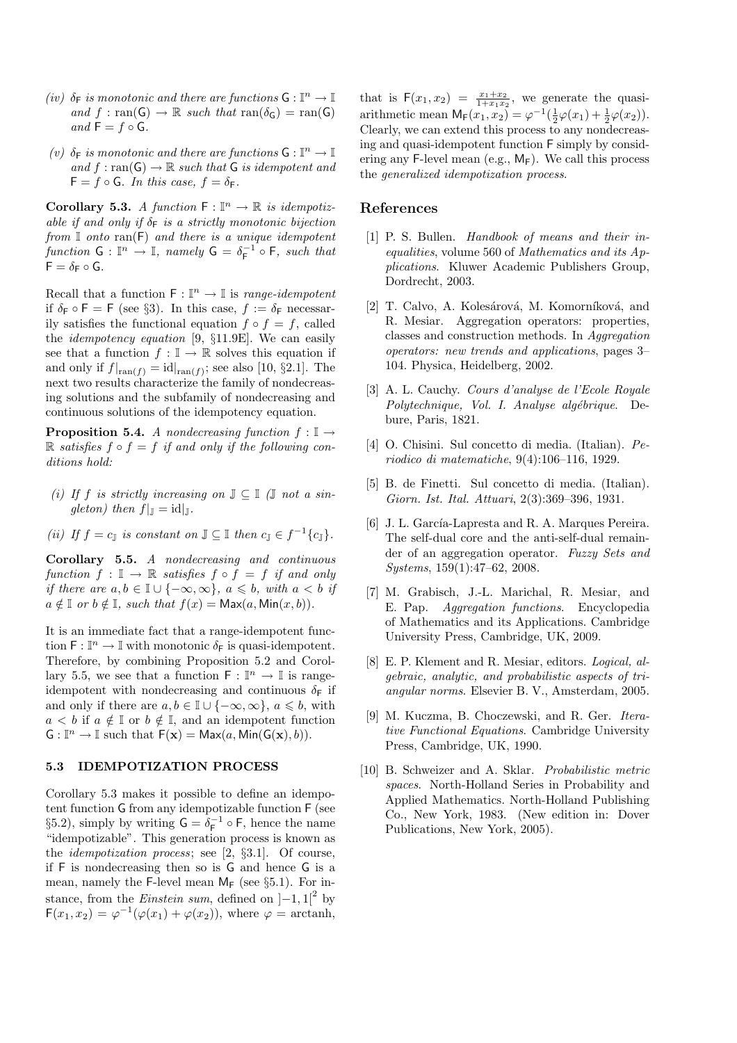*(iv)* $\delta_{\mathsf{F}}$ *is monotonic and there are functions* $\mathsf{G} : \mathbb{I}^n \to \mathbb{I}$ *and* $f : \mathrm{ran}(\mathsf{G}) \to \mathbb{R}$ *such that* $\mathrm{ran}(\delta_{\mathsf{G}}) = \mathrm{ran}(\mathsf{G})$ *and* $\mathsf{F} = f \circ \mathsf{G}$.

*(v)* $\delta_{\mathsf{F}}$ *is monotonic and there are functions* $\mathsf{G} : \mathbb{I}^n \to \mathbb{I}$ *and* $f : \mathrm{ran}(\mathsf{G}) \to \mathbb{R}$ *such that* $\mathsf{G}$ *is idempotent and* $\mathsf{F} = f \circ \mathsf{G}$. *In this case,* $f = \delta_{\mathsf{F}}$.

**Corollary 5.3.** *A function* $\mathsf{F} : \mathbb{I}^n \to \mathbb{R}$ *is idempotizable if and only if* $\delta_{\mathsf{F}}$ *is a strictly monotonic bijection from* $\mathbb{I}$ *onto* $\mathrm{ran}(\mathsf{F})$ *and there is a unique idempotent function* $\mathsf{G} : \mathbb{I}^n \to \mathbb{I}$, *namely* $\mathsf{G} = \delta_{\mathsf{F}}^{-1} \circ \mathsf{F}$, *such that* $\mathsf{F} = \delta_{\mathsf{F}} \circ \mathsf{G}$.

Recall that a function $\mathsf{F} : \mathbb{I}^n \to \mathbb{I}$ is *range-idempotent* if $\delta_{\mathsf{F}} \circ \mathsf{F} = \mathsf{F}$ (see §3). In this case, $f := \delta_{\mathsf{F}}$ necessarily satisfies the functional equation $f \circ f = f$, called the *idempotency equation* [9, §11.9E]. We can easily see that a function $f : \mathbb{I} \to \mathbb{R}$ solves this equation if and only if $f|_{\mathrm{ran}(f)} = \mathrm{id}|_{\mathrm{ran}(f)}$; see also [10, §2.1]. The next two results characterize the family of nondecreasing solutions and the subfamily of nondecreasing and continuous solutions of the idempotency equation.

**Proposition 5.4.** *A nondecreasing function* $f : \mathbb{I} \to \mathbb{R}$ *satisfies* $f \circ f = f$ *if and only if the following conditions hold:*

*(i) If* $f$ *is strictly increasing on* $\mathbb{J} \subseteq \mathbb{I}$ *(*$\mathbb{J}$ *not a singleton) then* $f|_{\mathbb{J}} = \mathrm{id}|_{\mathbb{J}}$.

*(ii) If* $f = c_{\mathbb{J}}$ *is constant on* $\mathbb{J} \subseteq \mathbb{I}$ *then* $c_{\mathbb{J}} \in f^{-1}\{c_{\mathbb{J}}\}$.

**Corollary 5.5.** *A nondecreasing and continuous function* $f : \mathbb{I} \to \mathbb{R}$ *satisfies* $f \circ f = f$ *if and only if there are* $a, b \in \mathbb{I} \cup \{-\infty, \infty\}$, $a \leqslant b$, *with* $a < b$ *if* $a \notin \mathbb{I}$ *or* $b \notin \mathbb{I}$, *such that* $f(x) = \mathsf{Max}(a, \mathsf{Min}(x, b))$.

It is an immediate fact that a range-idempotent function $\mathsf{F} : \mathbb{I}^n \to \mathbb{I}$ with monotonic $\delta_{\mathsf{F}}$ is quasi-idempotent. Therefore, by combining Proposition 5.2 and Corollary 5.5, we see that a function $\mathsf{F} : \mathbb{I}^n \to \mathbb{I}$ is range-idempotent with nondecreasing and continuous $\delta_{\mathsf{F}}$ if and only if there are $a, b \in \mathbb{I} \cup \{-\infty, \infty\}$, $a \leqslant b$, with $a < b$ if $a \notin \mathbb{I}$ or $b \notin \mathbb{I}$, and an idempotent function $\mathsf{G} : \mathbb{I}^n \to \mathbb{I}$ such that $\mathsf{F}(\mathbf{x}) = \mathsf{Max}(a, \mathsf{Min}(\mathsf{G}(\mathbf{x}), b))$.

### 5.3 IDEMPOTIZATION PROCESS

Corollary 5.3 makes it possible to define an idempotent function $\mathsf{G}$ from any idempotizable function $\mathsf{F}$ (see §5.2), simply by writing $\mathsf{G} = \delta_{\mathsf{F}}^{-1} \circ \mathsf{F}$, hence the name "idempotizable". This generation process is known as the *idempotization process*; see [2, §3.1]. Of course, if $\mathsf{F}$ is nondecreasing then so is $\mathsf{G}$ and hence $\mathsf{G}$ is a mean, namely the $\mathsf{F}$-level mean $\mathsf{M}_{\mathsf{F}}$ (see §5.1). For instance, from the *Einstein sum*, defined on $]-1, 1[^2$ by $\mathsf{F}(x_1, x_2) = \varphi^{-1}(\varphi(x_1) + \varphi(x_2))$, where $\varphi = \mathrm{arctanh}$, that is $\mathsf{F}(x_1, x_2) = \frac{x_1 + x_2}{1 + x_1 x_2}$, we generate the quasi-arithmetic mean $\mathsf{M}_{\mathsf{F}}(x_1, x_2) = \varphi^{-1}(\frac{1}{2}\varphi(x_1) + \frac{1}{2}\varphi(x_2))$. Clearly, we can extend this process to any nondecreasing and quasi-idempotent function $\mathsf{F}$ simply by considering any $\mathsf{F}$-level mean (e.g., $\mathsf{M}_{\mathsf{F}}$). We call this process the *generalized idempotization process*.

## References

[1] P. S. Bullen. *Handbook of means and their inequalities*, volume 560 of *Mathematics and its Applications*. Kluwer Academic Publishers Group, Dordrecht, 2003.

[2] T. Calvo, A. Kolesárová, M. Komorníková, and R. Mesiar. Aggregation operators: properties, classes and construction methods. In *Aggregation operators: new trends and applications*, pages 3–104. Physica, Heidelberg, 2002.

[3] A. L. Cauchy. *Cours d'analyse de l'Ecole Royale Polytechnique, Vol. I. Analyse algébrique*. Debure, Paris, 1821.

[4] O. Chisini. Sul concetto di media. (Italian). *Periodico di matematiche*, 9(4):106–116, 1929.

[5] B. de Finetti. Sul concetto di media. (Italian). *Giorn. Ist. Ital. Attuari*, 2(3):369–396, 1931.

[6] J. L. García-Lapresta and R. A. Marques Pereira. The self-dual core and the anti-self-dual remainder of an aggregation operator. *Fuzzy Sets and Systems*, 159(1):47–62, 2008.

[7] M. Grabisch, J.-L. Marichal, R. Mesiar, and E. Pap. *Aggregation functions*. Encyclopedia of Mathematics and its Applications. Cambridge University Press, Cambridge, UK, 2009.

[8] E. P. Klement and R. Mesiar, editors. *Logical, algebraic, analytic, and probabilistic aspects of triangular norms*. Elsevier B. V., Amsterdam, 2005.

[9] M. Kuczma, B. Choczewski, and R. Ger. *Iterative Functional Equations*. Cambridge University Press, Cambridge, UK, 1990.

[10] B. Schweizer and A. Sklar. *Probabilistic metric spaces*. North-Holland Series in Probability and Applied Mathematics. North-Holland Publishing Co., New York, 1983. (New edition in: Dover Publications, New York, 2005).